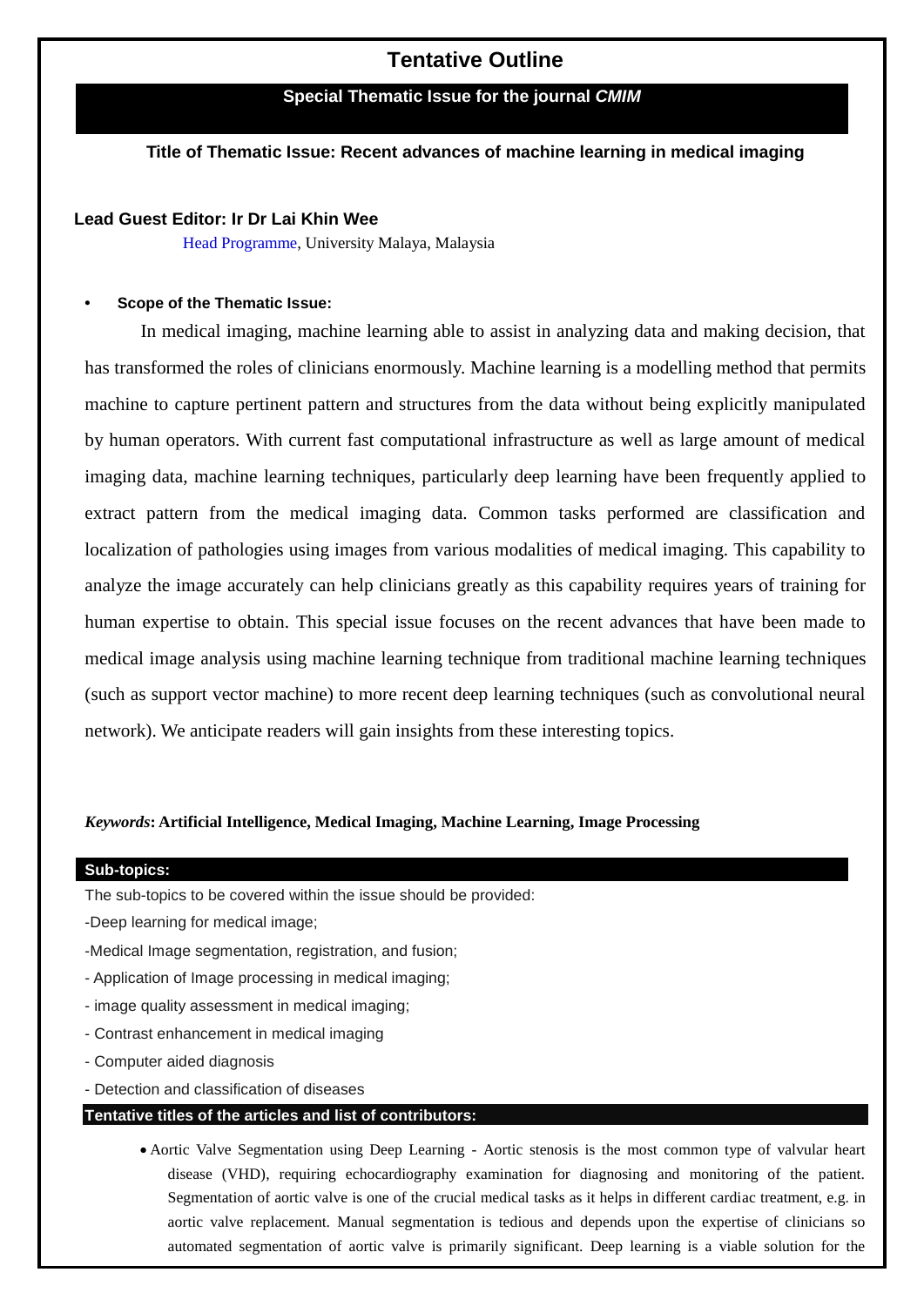# Tentative Outline

## Special Thematic Issue for the journal *CMIM*

### Title of Thematic Issue: Recent advances of machine learning in medical imaging

**Lead Guest Editor: Ir Dr Lai Khin Wee**

Head Programme, University Malaya, Malaysia

- **Scope of the Thematic Issue:**

In medical imaging, machine learning able to assist in analyzing data and making decision, that has transformed the roles of clinicians enormously. Machine learning is a modelling method that permits machine to capture pertinent pattern and structures from the data without being explicitly manipulated by human operators. With current fast computational infrastructure as well as large amount of medical imaging data, machine learning techniques, particularly deep learning have been frequently applied to extract pattern from the medical imaging data. Common tasks performed are classification and localization of pathologies using images from various modalities of medical imaging. This capability to analyze the image accurately can help clinicians greatly as this capability requires years of training for human expertise to obtain. This special issue focuses on the recent advances that have been made to medical image analysis using machine learning technique from traditional machine learning techniques (such as support vector machine) to more recent deep learning techniques (such as convolutional neural network). We anticipate readers will gain insights from these interesting topics.

***Keywords*: Artificial Intelligence, Medical Imaging, Machine Learning, Image Processing**

**Sub-topics:**

The sub-topics to be covered within the issue should be provided:

-Deep learning for medical image;

-Medical Image segmentation, registration, and fusion;

- Application of Image processing in medical imaging;

- image quality assessment in medical imaging;

- Contrast enhancement in medical imaging

- Computer aided diagnosis

- Detection and classification of diseases

**Tentative titles of the articles and list of contributors:**

- Aortic Valve Segmentation using Deep Learning - Aortic stenosis is the most common type of valvular heart disease (VHD), requiring echocardiography examination for diagnosing and monitoring of the patient. Segmentation of aortic valve is one of the crucial medical tasks as it helps in different cardiac treatment, e.g. in aortic valve replacement. Manual segmentation is tedious and depends upon the expertise of clinicians so automated segmentation of aortic valve is primarily significant. Deep learning is a viable solution for the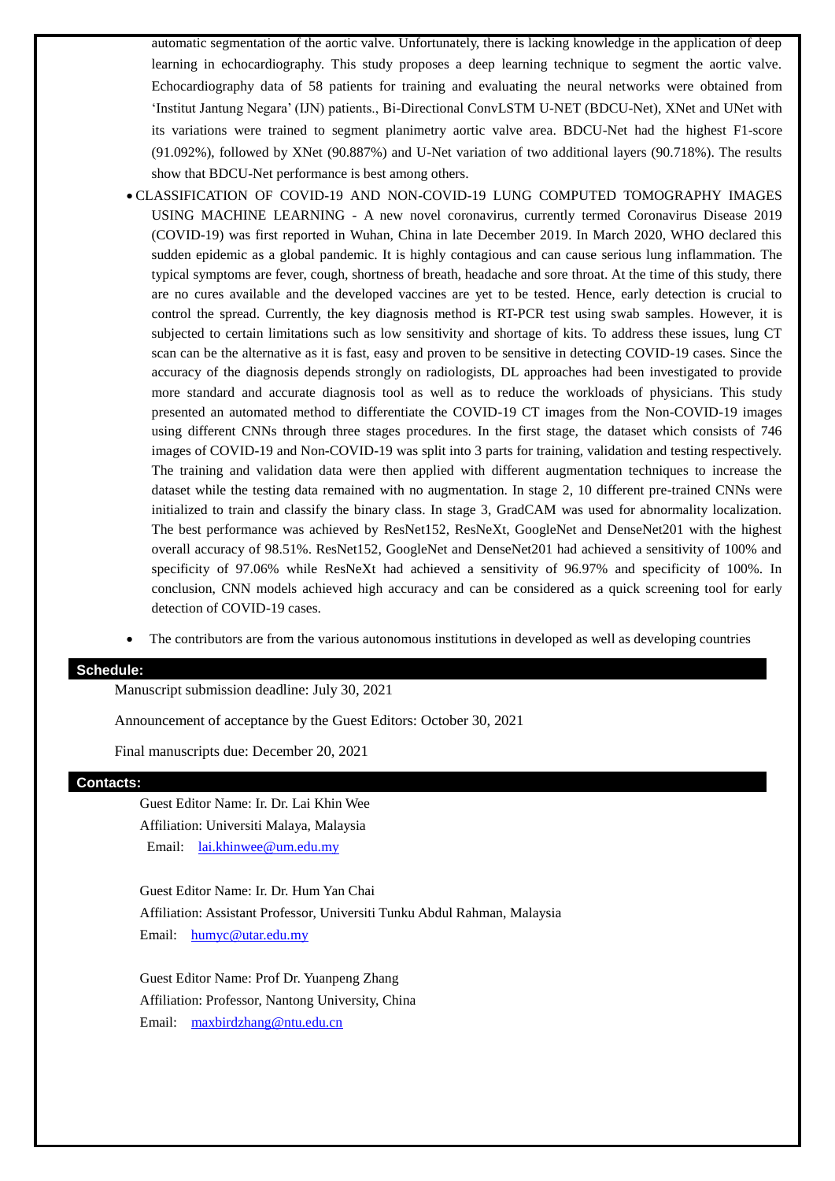automatic segmentation of the aortic valve. Unfortunately, there is lacking knowledge in the application of deep learning in echocardiography. This study proposes a deep learning technique to segment the aortic valve. Echocardiography data of 58 patients for training and evaluating the neural networks were obtained from 'Institut Jantung Negara' (IJN) patients., Bi-Directional ConvLSTM U-NET (BDCU-Net), XNet and UNet with its variations were trained to segment planimetry aortic valve area. BDCU-Net had the highest F1-score (91.092%), followed by XNet (90.887%) and U-Net variation of two additional layers (90.718%). The results show that BDCU-Net performance is best among others.

- CLASSIFICATION OF COVID-19 AND NON-COVID-19 LUNG COMPUTED TOMOGRAPHY IMAGES USING MACHINE LEARNING - A new novel coronavirus, currently termed Coronavirus Disease 2019 (COVID-19) was first reported in Wuhan, China in late December 2019. In March 2020, WHO declared this sudden epidemic as a global pandemic. It is highly contagious and can cause serious lung inflammation. The typical symptoms are fever, cough, shortness of breath, headache and sore throat. At the time of this study, there are no cures available and the developed vaccines are yet to be tested. Hence, early detection is crucial to control the spread. Currently, the key diagnosis method is RT-PCR test using swab samples. However, it is subjected to certain limitations such as low sensitivity and shortage of kits. To address these issues, lung CT scan can be the alternative as it is fast, easy and proven to be sensitive in detecting COVID-19 cases. Since the accuracy of the diagnosis depends strongly on radiologists, DL approaches had been investigated to provide more standard and accurate diagnosis tool as well as to reduce the workloads of physicians. This study presented an automated method to differentiate the COVID-19 CT images from the Non-COVID-19 images using different CNNs through three stages procedures. In the first stage, the dataset which consists of 746 images of COVID-19 and Non-COVID-19 was split into 3 parts for training, validation and testing respectively. The training and validation data were then applied with different augmentation techniques to increase the dataset while the testing data remained with no augmentation. In stage 2, 10 different pre-trained CNNs were initialized to train and classify the binary class. In stage 3, GradCAM was used for abnormality localization. The best performance was achieved by ResNet152, ResNeXt, GoogleNet and DenseNet201 with the highest overall accuracy of 98.51%. ResNet152, GoogleNet and DenseNet201 had achieved a sensitivity of 100% and specificity of 97.06% while ResNeXt had achieved a sensitivity of 96.97% and specificity of 100%. In conclusion, CNN models achieved high accuracy and can be considered as a quick screening tool for early detection of COVID-19 cases.

- The contributors are from the various autonomous institutions in developed as well as developing countries

## Schedule:

Manuscript submission deadline: July 30, 2021

Announcement of acceptance by the Guest Editors: October 30, 2021

Final manuscripts due: December 20, 2021

## Contacts:

Guest Editor Name: Ir. Dr. Lai Khin Wee
Affiliation: Universiti Malaya, Malaysia
Email: lai.khinwee@um.edu.my

Guest Editor Name: Ir. Dr. Hum Yan Chai
Affiliation: Assistant Professor, Universiti Tunku Abdul Rahman, Malaysia
Email: humyc@utar.edu.my

Guest Editor Name: Prof Dr. Yuanpeng Zhang
Affiliation: Professor, Nantong University, China
Email: maxbirdzhang@ntu.edu.cn